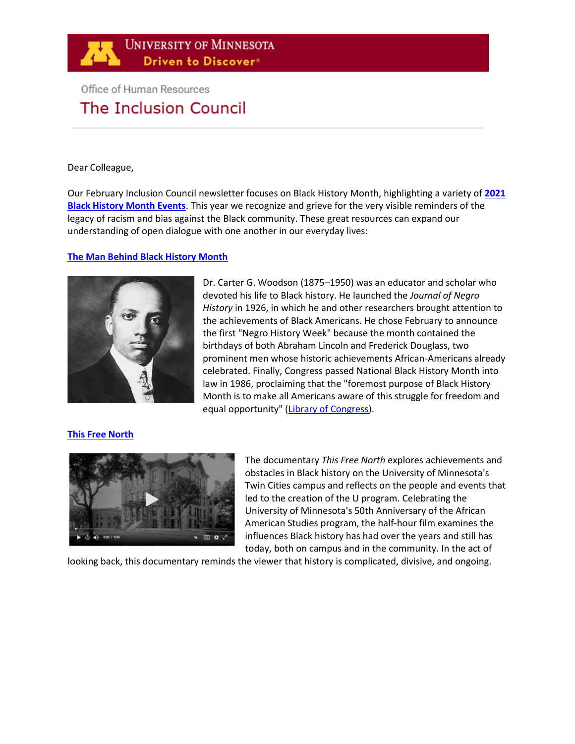University of Minnesota
Driven to Discover®

Office of Human Resources

# The Inclusion Council

Dear Colleague,

Our February Inclusion Council newsletter focuses on Black History Month, highlighting a variety of **2021 Black History Month Events**. This year we recognize and grieve for the very visible reminders of the legacy of racism and bias against the Black community. These great resources can expand our understanding of open dialogue with one another in our everyday lives:

**The Man Behind Black History Month**

Dr. Carter G. Woodson (1875–1950) was an educator and scholar who devoted his life to Black history. He launched the *Journal of Negro History* in 1926, in which he and other researchers brought attention to the achievements of Black Americans. He chose February to announce the first "Negro History Week" because the month contained the birthdays of both Abraham Lincoln and Frederick Douglass, two prominent men whose historic achievements African-Americans already celebrated. Finally, Congress passed National Black History Month into law in 1986, proclaiming that the "foremost purpose of Black History Month is to make all Americans aware of this struggle for freedom and equal opportunity" (Library of Congress).

**This Free North**

The documentary *This Free North* explores achievements and obstacles in Black history on the University of Minnesota's Twin Cities campus and reflects on the people and events that led to the creation of the U program. Celebrating the University of Minnesota's 50th Anniversary of the African American Studies program, the half-hour film examines the influences Black history has had over the years and still has today, both on campus and in the community. In the act of looking back, this documentary reminds the viewer that history is complicated, divisive, and ongoing.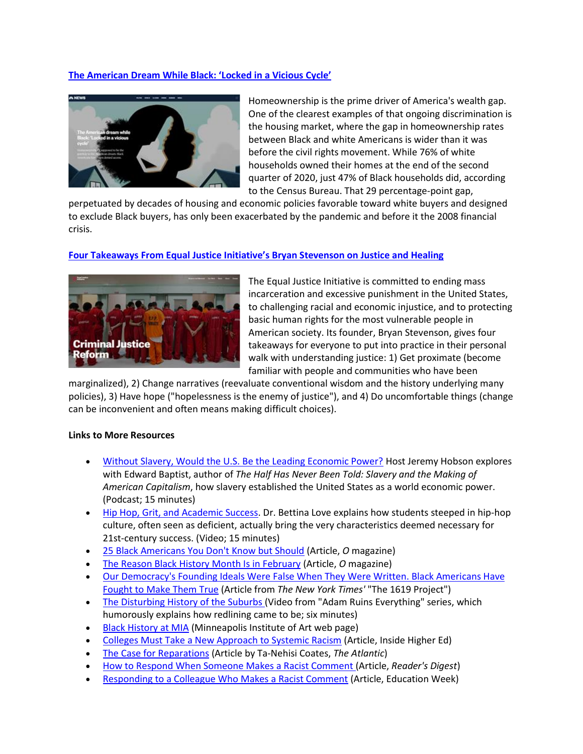### [The American Dream While Black: 'Locked in a Vicious Cycle']

Homeownership is the prime driver of America's wealth gap. One of the clearest examples of that ongoing discrimination is the housing market, where the gap in homeownership rates between Black and white Americans is wider than it was before the civil rights movement. While 76% of white households owned their homes at the end of the second quarter of 2020, just 47% of Black households did, according to the Census Bureau. That 29 percentage-point gap, perpetuated by decades of housing and economic policies favorable toward white buyers and designed to exclude Black buyers, has only been exacerbated by the pandemic and before it the 2008 financial crisis.

### [Four Takeaways From Equal Justice Initiative's Bryan Stevenson on Justice and Healing]

The Equal Justice Initiative is committed to ending mass incarceration and excessive punishment in the United States, to challenging racial and economic injustice, and to protecting basic human rights for the most vulnerable people in American society. Its founder, Bryan Stevenson, gives four takeaways for everyone to put into practice in their personal walk with understanding justice: 1) Get proximate (become familiar with people and communities who have been marginalized), 2) Change narratives (reevaluate conventional wisdom and the history underlying many policies), 3) Have hope ("hopelessness is the enemy of justice"), and 4) Do uncomfortable things (change can be inconvenient and often means making difficult choices).

**Links to More Resources**

- Without Slavery, Would the U.S. Be the Leading Economic Power? Host Jeremy Hobson explores with Edward Baptist, author of *The Half Has Never Been Told: Slavery and the Making of American Capitalism*, how slavery established the United States as a world economic power. (Podcast; 15 minutes)
- Hip Hop, Grit, and Academic Success. Dr. Bettina Love explains how students steeped in hip-hop culture, often seen as deficient, actually bring the very characteristics deemed necessary for 21st-century success. (Video; 15 minutes)
- 25 Black Americans You Don't Know but Should (Article, *O* magazine)
- The Reason Black History Month Is in February (Article, *O* magazine)
- Our Democracy's Founding Ideals Were False When They Were Written. Black Americans Have Fought to Make Them True (Article from *The New York Times'* "The 1619 Project")
- The Disturbing History of the Suburbs (Video from "Adam Ruins Everything" series, which humorously explains how redlining came to be; six minutes)
- Black History at MIA (Minneapolis Institute of Art web page)
- Colleges Must Take a New Approach to Systemic Racism (Article, Inside Higher Ed)
- The Case for Reparations (Article by Ta-Nehisi Coates, *The Atlantic*)
- How to Respond When Someone Makes a Racist Comment (Article, *Reader's Digest*)
- Responding to a Colleague Who Makes a Racist Comment (Article, Education Week)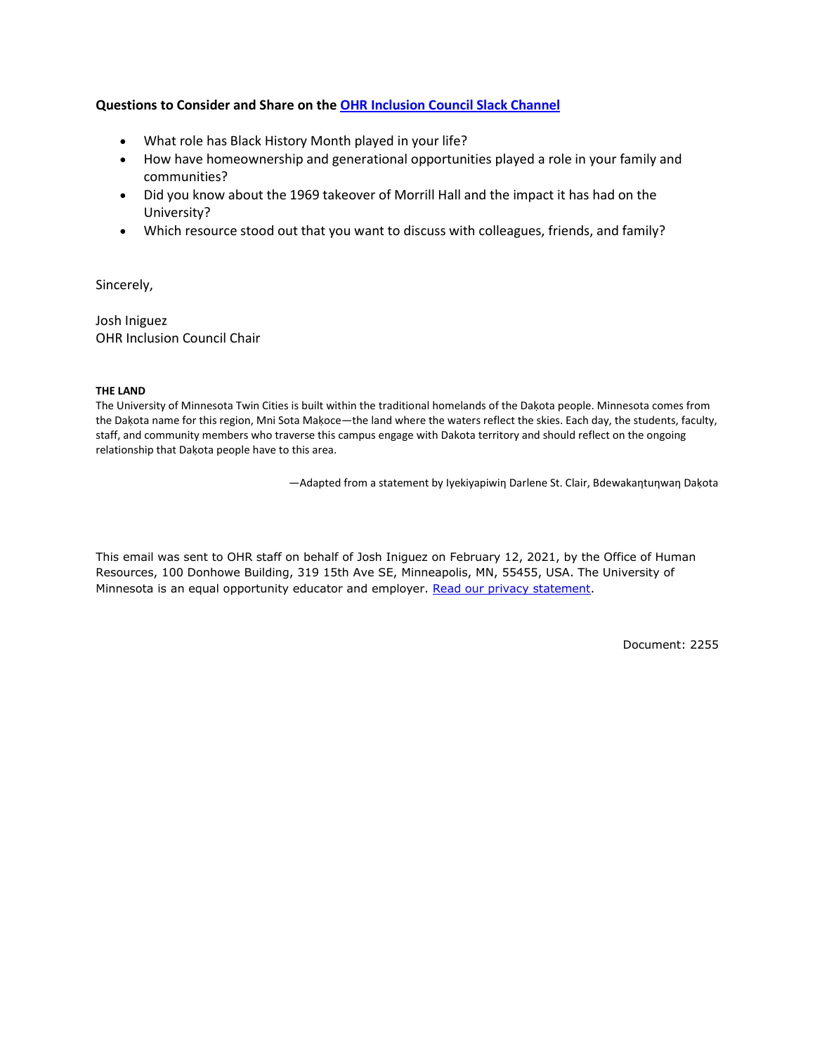**Questions to Consider and Share on the [OHR Inclusion Council Slack Channel]()**

- What role has Black History Month played in your life?
- How have homeownership and generational opportunities played a role in your family and communities?
- Did you know about the 1969 takeover of Morrill Hall and the impact it has had on the University?
- Which resource stood out that you want to discuss with colleagues, friends, and family?

Sincerely,

Josh Iniguez
OHR Inclusion Council Chair

**THE LAND**

The University of Minnesota Twin Cities is built within the traditional homelands of the Daḳota people. Minnesota comes from the Daḳota name for this region, Mni Sota Maḳoce—the land where the waters reflect the skies. Each day, the students, faculty, staff, and community members who traverse this campus engage with Dakota territory and should reflect on the ongoing relationship that Daḳota people have to this area.

—Adapted from a statement by Iyekiyapiwiŋ Darlene St. Clair, Bdewakaŋtuŋwaŋ Daḳota

This email was sent to OHR staff on behalf of Josh Iniguez on February 12, 2021, by the Office of Human Resources, 100 Donhowe Building, 319 15th Ave SE, Minneapolis, MN, 55455, USA. The University of Minnesota is an equal opportunity educator and employer. [Read our privacy statement]().

Document: 2255